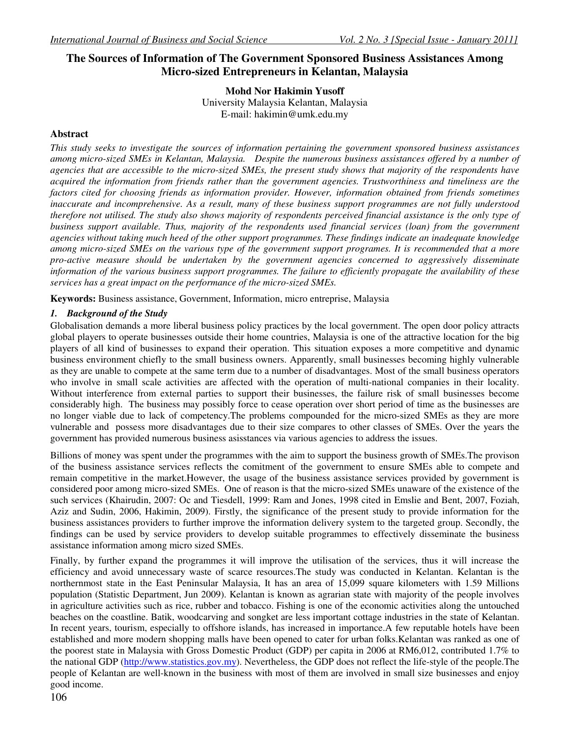# The Sources of Information of The Government Sponsored Business Assistances Among Micro-sized Entrepreneurs in Kelantan, Malaysia

**Mohd Nor Hakimin Yusoff**
University Malaysia Kelantan, Malaysia
E-mail: hakimin@umk.edu.my

## Abstract

*This study seeks to investigate the sources of information pertaining the government sponsored business assistances among micro-sized SMEs in Kelantan, Malaysia. Despite the numerous business assistances offered by a number of agencies that are accessible to the micro-sized SMEs, the present study shows that majority of the respondents have acquired the information from friends rather than the government agencies. Trustworthiness and timeliness are the factors cited for choosing friends as information provider. However, information obtained from friends sometimes inaccurate and incomprehensive. As a result, many of these business support programmes are not fully understood therefore not utilised. The study also shows majority of respondents perceived financial assistance is the only type of business support available. Thus, majority of the respondents used financial services (loan) from the government agencies without taking much heed of the other support programmes. These findings indicate an inadequate knowledge among micro-sized SMEs on the various type of the government support programes. It is recommended that a more pro-active measure should be undertaken by the government agencies concerned to aggressively disseminate information of the various business support programmes. The failure to efficiently propagate the availability of these services has a great impact on the performance of the micro-sized SMEs.*

**Keywords:** Business assistance, Government, Information, micro entreprise, Malaysia

## *1. Background of the Study*

Globalisation demands a more liberal business policy practices by the local government. The open door policy attracts global players to operate businesses outside their home countries, Malaysia is one of the attractive location for the big players of all kind of businesses to expand their operation. This situation exposes a more competitive and dynamic business environment chiefly to the small business owners. Apparently, small businesses becoming highly vulnerable as they are unable to compete at the same term due to a number of disadvantages. Most of the small business operators who involve in small scale activities are affected with the operation of multi-national companies in their locality. Without interference from external parties to support their businesses, the failure risk of small businesses become considerably high. The business may possibly force to cease operation over short period of time as the businesses are no longer viable due to lack of competency.The problems compounded for the micro-sized SMEs as they are more vulnerable and possess more disadvantages due to their size compares to other classes of SMEs. Over the years the government has provided numerous business asisstances via various agencies to address the issues.

Billions of money was spent under the programmes with the aim to support the business growth of SMEs.The provison of the business assistance services reflects the comitment of the government to ensure SMEs able to compete and remain competitive in the market.However, the usage of the business assistance services provided by government is considered poor among micro-sized SMEs. One of reason is that the micro-sized SMEs unaware of the existence of the such services (Khairudin, 2007: Oc and Tiesdell, 1999: Ram and Jones, 1998 cited in Emslie and Bent, 2007, Foziah, Aziz and Sudin, 2006, Hakimin, 2009). Firstly, the significance of the present study to provide information for the business assistances providers to further improve the information delivery system to the targeted group. Secondly, the findings can be used by service providers to develop suitable programmes to effectively disseminate the business assistance information among micro sized SMEs.

Finally, by further expand the programmes it will improve the utilisation of the services, thus it will increase the efficiency and avoid unnecessary waste of scarce resources.The study was conducted in Kelantan. Kelantan is the northernmost state in the East Peninsular Malaysia, It has an area of 15,099 square kilometers with 1.59 Millions population (Statistic Department, Jun 2009). Kelantan is known as agrarian state with majority of the people involves in agriculture activities such as rice, rubber and tobacco. Fishing is one of the economic activities along the untouched beaches on the coastline. Batik, woodcarving and songket are less important cottage industries in the state of Kelantan. In recent years, tourism, especially to offshore islands, has increased in importance.A few reputable hotels have been established and more modern shopping malls have been opened to cater for urban folks.Kelantan was ranked as one of the poorest state in Malaysia with Gross Domestic Product (GDP) per capita in 2006 at RM6,012, contributed 1.7% to the national GDP (http://www.statistics.gov.my). Nevertheless, the GDP does not reflect the life-style of the people.The people of Kelantan are well-known in the business with most of them are involved in small size businesses and enjoy good income.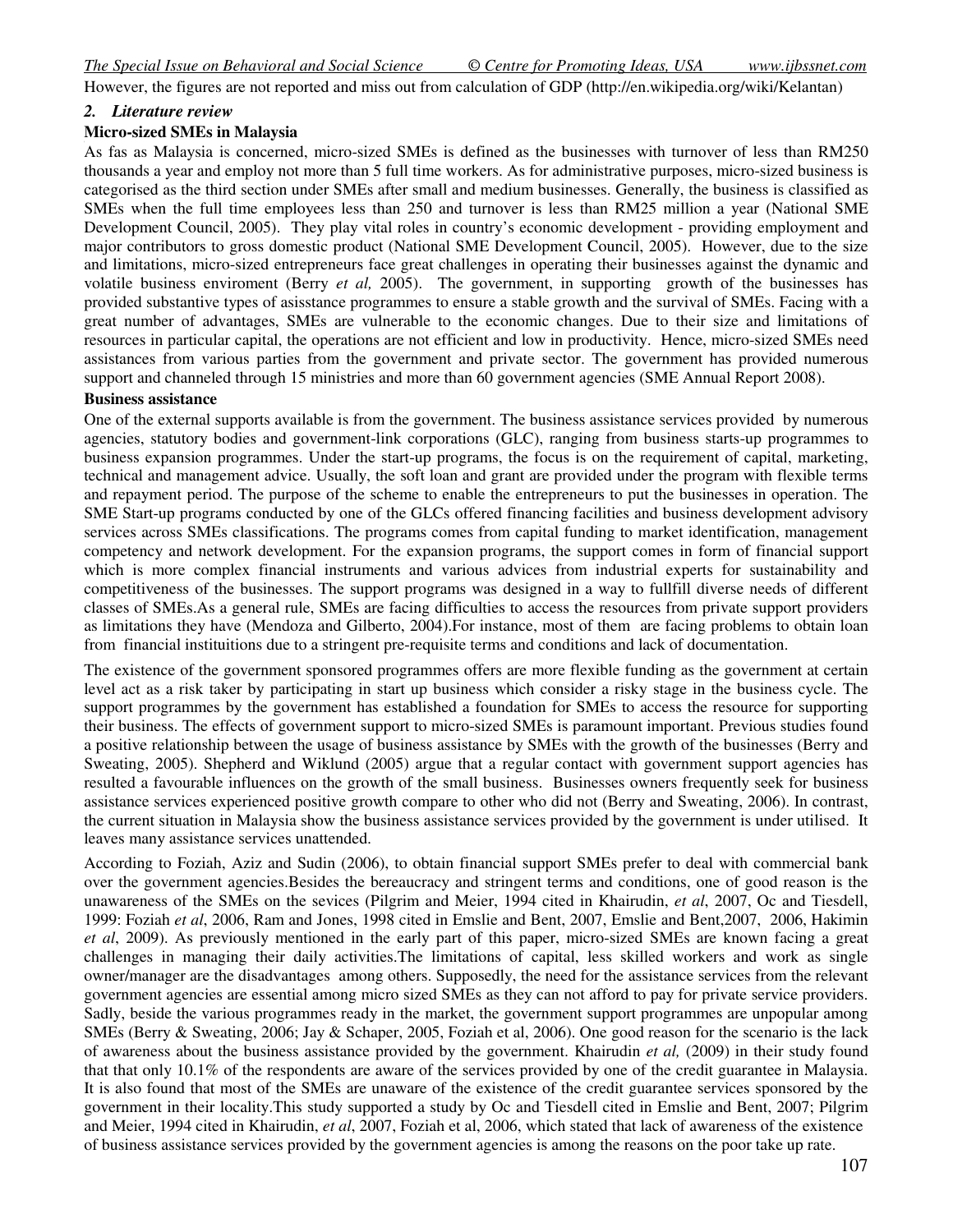However, the figures are not reported and miss out from calculation of GDP (http://en.wikipedia.org/wiki/Kelantan)

## *2. Literature review*

### Micro-sized SMEs in Malaysia

As fas as Malaysia is concerned, micro-sized SMEs is defined as the businesses with turnover of less than RM250 thousands a year and employ not more than 5 full time workers. As for administrative purposes, micro-sized business is categorised as the third section under SMEs after small and medium businesses. Generally, the business is classified as SMEs when the full time employees less than 250 and turnover is less than RM25 million a year (National SME Development Council, 2005). They play vital roles in country's economic development - providing employment and major contributors to gross domestic product (National SME Development Council, 2005). However, due to the size and limitations, micro-sized entrepreneurs face great challenges in operating their businesses against the dynamic and volatile business enviroment (Berry *et al,* 2005). The government, in supporting growth of the businesses has provided substantive types of asisstance programmes to ensure a stable growth and the survival of SMEs. Facing with a great number of advantages, SMEs are vulnerable to the economic changes. Due to their size and limitations of resources in particular capital, the operations are not efficient and low in productivity. Hence, micro-sized SMEs need assistances from various parties from the government and private sector. The government has provided numerous support and channeled through 15 ministries and more than 60 government agencies (SME Annual Report 2008).

### Business assistance

One of the external supports available is from the government. The business assistance services provided by numerous agencies, statutory bodies and government-link corporations (GLC), ranging from business starts-up programmes to business expansion programmes. Under the start-up programs, the focus is on the requirement of capital, marketing, technical and management advice. Usually, the soft loan and grant are provided under the program with flexible terms and repayment period. The purpose of the scheme to enable the entrepreneurs to put the businesses in operation. The SME Start-up programs conducted by one of the GLCs offered financing facilities and business development advisory services across SMEs classifications. The programs comes from capital funding to market identification, management competency and network development. For the expansion programs, the support comes in form of financial support which is more complex financial instruments and various advices from industrial experts for sustainability and competitiveness of the businesses. The support programs was designed in a way to fullfill diverse needs of different classes of SMEs.As a general rule, SMEs are facing difficulties to access the resources from private support providers as limitations they have (Mendoza and Gilberto, 2004).For instance, most of them are facing problems to obtain loan from financial instituitions due to a stringent pre-requisite terms and conditions and lack of documentation.

The existence of the government sponsored programmes offers are more flexible funding as the government at certain level act as a risk taker by participating in start up business which consider a risky stage in the business cycle. The support programmes by the government has established a foundation for SMEs to access the resource for supporting their business. The effects of government support to micro-sized SMEs is paramount important. Previous studies found a positive relationship between the usage of business assistance by SMEs with the growth of the businesses (Berry and Sweating, 2005). Shepherd and Wiklund (2005) argue that a regular contact with government support agencies has resulted a favourable influences on the growth of the small business. Businesses owners frequently seek for business assistance services experienced positive growth compare to other who did not (Berry and Sweating, 2006). In contrast, the current situation in Malaysia show the business assistance services provided by the government is under utilised. It leaves many assistance services unattended.

According to Foziah, Aziz and Sudin (2006), to obtain financial support SMEs prefer to deal with commercial bank over the government agencies.Besides the bereaucracy and stringent terms and conditions, one of good reason is the unawareness of the SMEs on the sevices (Pilgrim and Meier, 1994 cited in Khairudin, *et al*, 2007, Oc and Tiesdell, 1999: Foziah *et al*, 2006, Ram and Jones, 1998 cited in Emslie and Bent, 2007, Emslie and Bent,2007, 2006, Hakimin *et al*, 2009). As previously mentioned in the early part of this paper, micro-sized SMEs are known facing a great challenges in managing their daily activities.The limitations of capital, less skilled workers and work as single owner/manager are the disadvantages among others. Supposedly, the need for the assistance services from the relevant government agencies are essential among micro sized SMEs as they can not afford to pay for private service providers. Sadly, beside the various programmes ready in the market, the government support programmes are unpopular among SMEs (Berry & Sweating, 2006; Jay & Schaper, 2005, Foziah et al, 2006). One good reason for the scenario is the lack of awareness about the business assistance provided by the government. Khairudin *et al,* (2009) in their study found that that only 10.1% of the respondents are aware of the services provided by one of the credit guarantee in Malaysia. It is also found that most of the SMEs are unaware of the existence of the credit guarantee services sponsored by the government in their locality.This study supported a study by Oc and Tiesdell cited in Emslie and Bent, 2007; Pilgrim and Meier, 1994 cited in Khairudin, *et al*, 2007, Foziah et al, 2006, which stated that lack of awareness of the existence of business assistance services provided by the government agencies is among the reasons on the poor take up rate.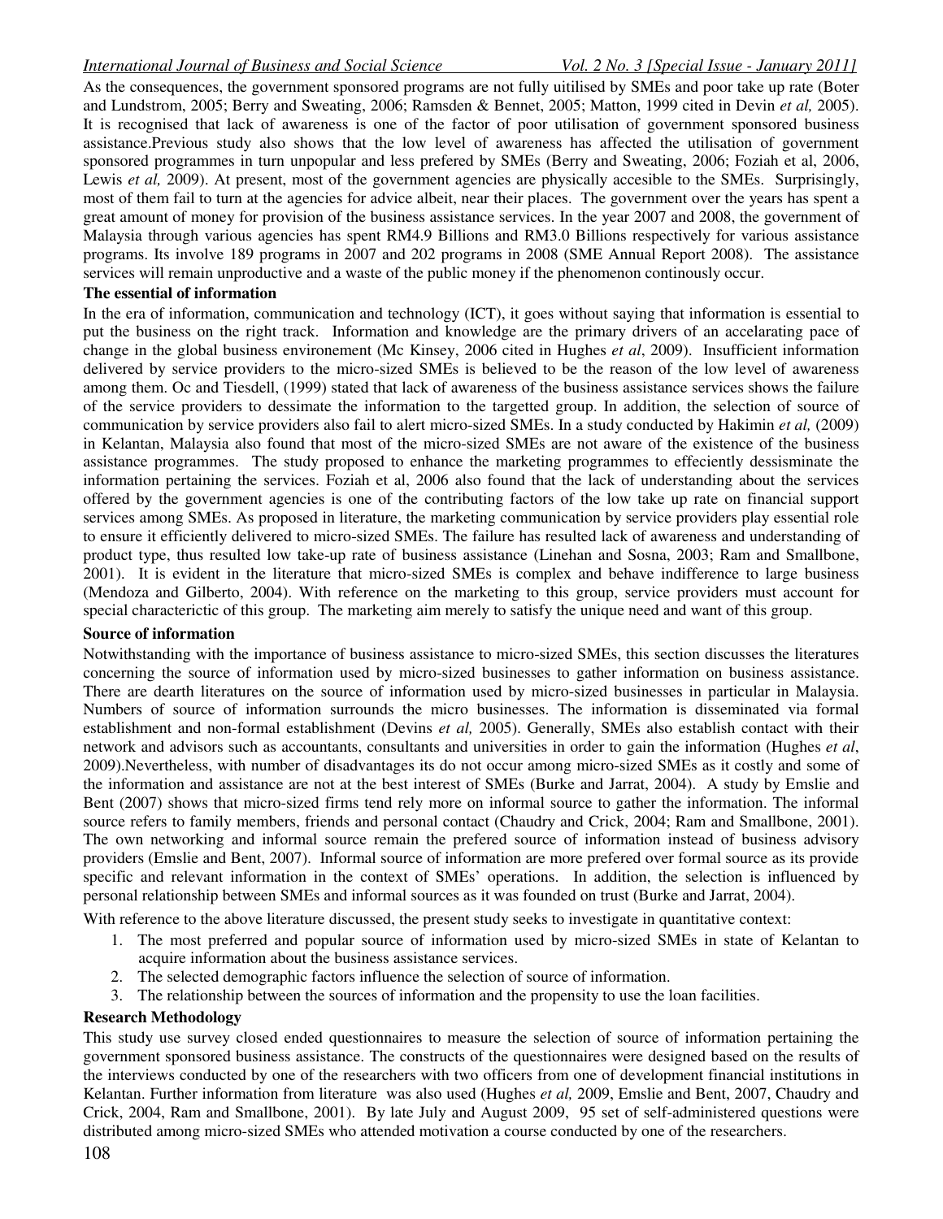As the consequences, the government sponsored programs are not fully uitilised by SMEs and poor take up rate (Boter and Lundstrom, 2005; Berry and Sweating, 2006; Ramsden & Bennet, 2005; Matton, 1999 cited in Devin *et al,* 2005). It is recognised that lack of awareness is one of the factor of poor utilisation of government sponsored business assistance.Previous study also shows that the low level of awareness has affected the utilisation of government sponsored programmes in turn unpopular and less prefered by SMEs (Berry and Sweating, 2006; Foziah et al, 2006, Lewis *et al,* 2009). At present, most of the government agencies are physically accesible to the SMEs. Surprisingly, most of them fail to turn at the agencies for advice albeit, near their places. The government over the years has spent a great amount of money for provision of the business assistance services. In the year 2007 and 2008, the government of Malaysia through various agencies has spent RM4.9 Billions and RM3.0 Billions respectively for various assistance programs. Its involve 189 programs in 2007 and 202 programs in 2008 (SME Annual Report 2008). The assistance services will remain unproductive and a waste of the public money if the phenomenon continously occur.

**The essential of information**

In the era of information, communication and technology (ICT), it goes without saying that information is essential to put the business on the right track. Information and knowledge are the primary drivers of an accelarating pace of change in the global business environement (Mc Kinsey, 2006 cited in Hughes *et al*, 2009). Insufficient information delivered by service providers to the micro-sized SMEs is believed to be the reason of the low level of awareness among them. Oc and Tiesdell, (1999) stated that lack of awareness of the business assistance services shows the failure of the service providers to dessimate the information to the targetted group. In addition, the selection of source of communication by service providers also fail to alert micro-sized SMEs. In a study conducted by Hakimin *et al,* (2009) in Kelantan, Malaysia also found that most of the micro-sized SMEs are not aware of the existence of the business assistance programmes. The study proposed to enhance the marketing programmes to effeciently dessisminate the information pertaining the services. Foziah et al, 2006 also found that the lack of understanding about the services offered by the government agencies is one of the contributing factors of the low take up rate on financial support services among SMEs. As proposed in literature, the marketing communication by service providers play essential role to ensure it efficiently delivered to micro-sized SMEs. The failure has resulted lack of awareness and understanding of product type, thus resulted low take-up rate of business assistance (Linehan and Sosna, 2003; Ram and Smallbone, 2001). It is evident in the literature that micro-sized SMEs is complex and behave indifference to large business (Mendoza and Gilberto, 2004). With reference on the marketing to this group, service providers must account for special charactericstic of this group. The marketing aim merely to satisfy the unique need and want of this group.

**Source of information**

Notwithstanding with the importance of business assistance to micro-sized SMEs, this section discusses the literatures concerning the source of information used by micro-sized businesses to gather information on business assistance. There are dearth literatures on the source of information used by micro-sized businesses in particular in Malaysia. Numbers of source of information surrounds the micro businesses. The information is disseminated via formal establishment and non-formal establishment (Devins *et al,* 2005). Generally, SMEs also establish contact with their network and advisors such as accountants, consultants and universities in order to gain the information (Hughes *et al*, 2009).Nevertheless, with number of disadvantages its do not occur among micro-sized SMEs as it costly and some of the information and assistance are not at the best interest of SMEs (Burke and Jarrat, 2004). A study by Emslie and Bent (2007) shows that micro-sized firms tend rely more on informal source to gather the information. The informal source refers to family members, friends and personal contact (Chaudry and Crick, 2004; Ram and Smallbone, 2001). The own networking and informal source remain the prefered source of information instead of business advisory providers (Emslie and Bent, 2007). Informal source of information are more prefered over formal source as its provide specific and relevant information in the context of SMEs' operations. In addition, the selection is influenced by personal relationship between SMEs and informal sources as it was founded on trust (Burke and Jarrat, 2004).

With reference to the above literature discussed, the present study seeks to investigate in quantitative context:

1. The most preferred and popular source of information used by micro-sized SMEs in state of Kelantan to acquire information about the business assistance services.
2. The selected demographic factors influence the selection of source of information.
3. The relationship between the sources of information and the propensity to use the loan facilities.

**Research Methodology**

This study use survey closed ended questionnaires to measure the selection of source of information pertaining the government sponsored business assistance. The constructs of the questionnaires were designed based on the results of the interviews conducted by one of the researchers with two officers from one of development financial institutions in Kelantan. Further information from literature was also used (Hughes *et al,* 2009, Emslie and Bent, 2007, Chaudry and Crick, 2004, Ram and Smallbone, 2001). By late July and August 2009, 95 set of self-administered questions were distributed among micro-sized SMEs who attended motivation a course conducted by one of the researchers.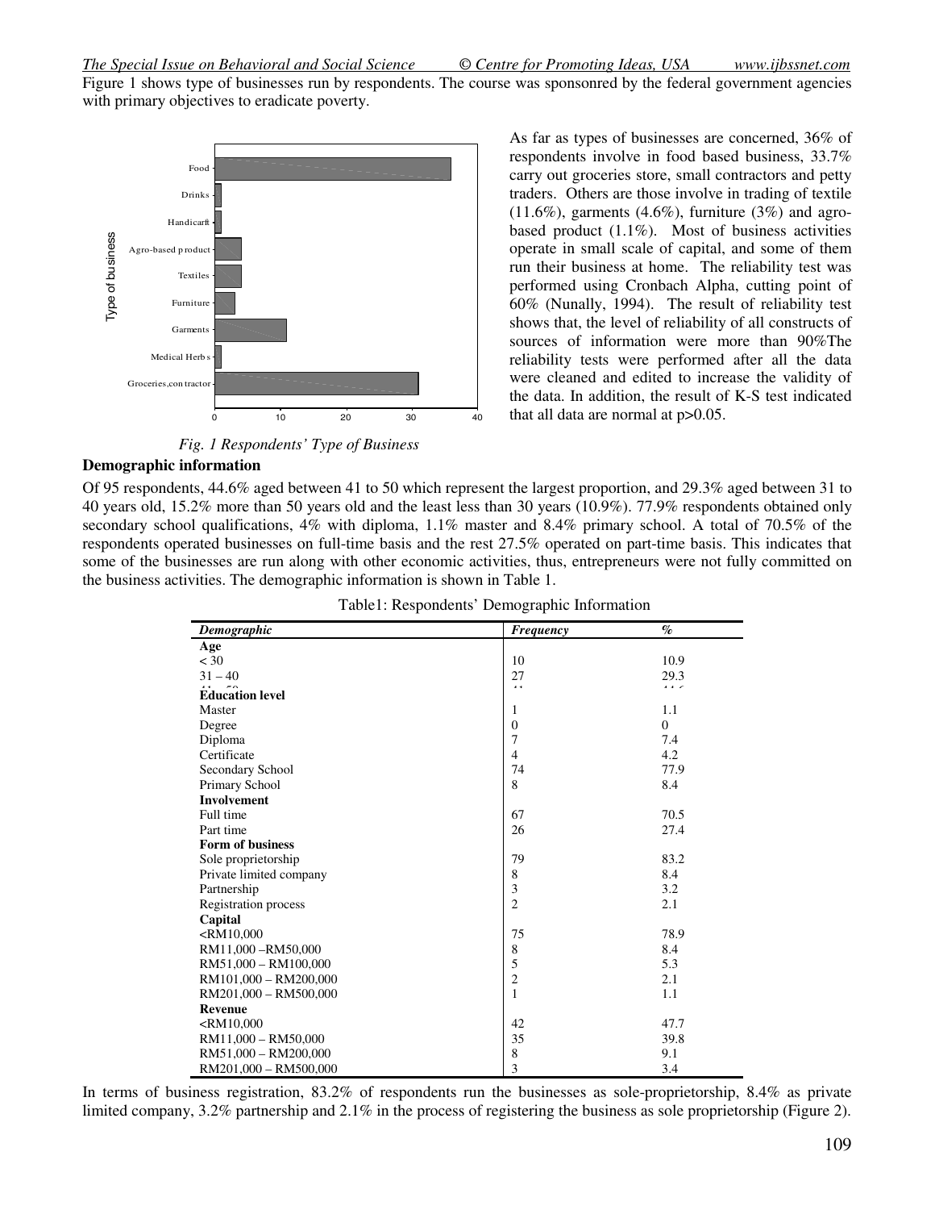Figure 1 shows type of businesses run by respondents. The course was sponsonred by the federal government agencies with primary objectives to eradicate poverty.

As far as types of businesses are concerned, 36% of respondents involve in food based business, 33.7% carry out groceries store, small contractors and petty traders. Others are those involve in trading of textile (11.6%), garments (4.6%), furniture (3%) and agro-based product (1.1%). Most of business activities operate in small scale of capital, and some of them run their business at home. The reliability test was performed using Cronbach Alpha, cutting point of 60% (Nunally, 1994). The result of reliability test shows that, the level of reliability of all constructs of sources of information were more than 90%The reliability tests were performed after all the data were cleaned and edited to increase the validity of the data. In addition, the result of K-S test indicated that all data are normal at p>0.05.

*Fig. 1 Respondents' Type of Business*

### Demographic information

Of 95 respondents, 44.6% aged between 41 to 50 which represent the largest proportion, and 29.3% aged between 31 to 40 years old, 15.2% more than 50 years old and the least less than 30 years (10.9%). 77.9% respondents obtained only secondary school qualifications, 4% with diploma, 1.1% master and 8.4% primary school. A total of 70.5% of the respondents operated businesses on full-time basis and the rest 27.5% operated on part-time basis. This indicates that some of the businesses are run along with other economic activities, thus, entrepreneurs were not fully committed on the business activities. The demographic information is shown in Table 1.

Table1: Respondents' Demographic Information

| *Demographic* | *Frequency* | *%* |
|---|---|---|
| **Age** | | |
| < 30 | 10 | 10.9 |
| 31 – 40 | 27 | 29.3 |
| **Education level** | | |
| Master | 1 | 1.1 |
| Degree | 0 | 0 |
| Diploma | 7 | 7.4 |
| Certificate | 4 | 4.2 |
| Secondary School | 74 | 77.9 |
| Primary School | 8 | 8.4 |
| **Involvement** | | |
| Full time | 67 | 70.5 |
| Part time | 26 | 27.4 |
| **Form of business** | | |
| Sole proprietorship | 79 | 83.2 |
| Private limited company | 8 | 8.4 |
| Partnership | 3 | 3.2 |
| Registration process | 2 | 2.1 |
| **Capital** | | |
| <RM10,000 | 75 | 78.9 |
| RM11,000 –RM50,000 | 8 | 8.4 |
| RM51,000 – RM100,000 | 5 | 5.3 |
| RM101,000 – RM200,000 | 2 | 2.1 |
| RM201,000 – RM500,000 | 1 | 1.1 |
| **Revenue** | | |
| <RM10,000 | 42 | 47.7 |
| RM11,000 – RM50,000 | 35 | 39.8 |
| RM51,000 – RM200,000 | 8 | 9.1 |
| RM201,000 – RM500,000 | 3 | 3.4 |

In terms of business registration, 83.2% of respondents run the businesses as sole-proprietorship, 8.4% as private limited company, 3.2% partnership and 2.1% in the process of registering the business as sole proprietorship (Figure 2).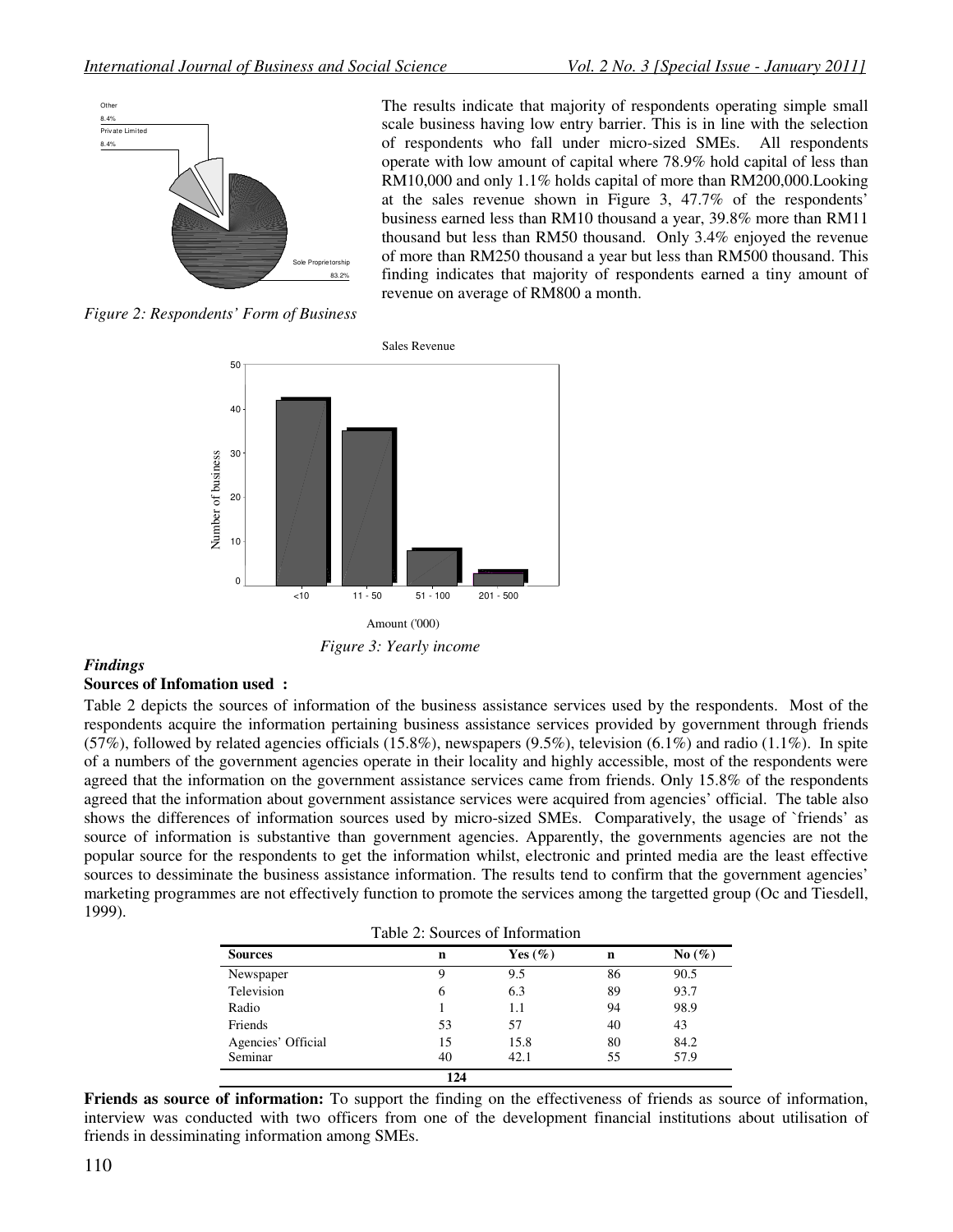Figure 2: Respondents' Form of Business

The results indicate that majority of respondents operating simple small scale business having low entry barrier. This is in line with the selection of respondents who fall under micro-sized SMEs. All respondents operate with low amount of capital where 78.9% hold capital of less than RM10,000 and only 1.1% holds capital of more than RM200,000.Looking at the sales revenue shown in Figure 3, 47.7% of the respondents' business earned less than RM10 thousand a year, 39.8% more than RM11 thousand but less than RM50 thousand. Only 3.4% enjoyed the revenue of more than RM250 thousand a year but less than RM500 thousand. This finding indicates that majority of respondents earned a tiny amount of revenue on average of RM800 a month.

Figure 3: Yearly income

### *Findings*

**Sources of Infomation used :**

Table 2 depicts the sources of information of the business assistance services used by the respondents. Most of the respondents acquire the information pertaining business assistance services provided by government through friends (57%), followed by related agencies officials (15.8%), newspapers (9.5%), television (6.1%) and radio (1.1%). In spite of a numbers of the government agencies operate in their locality and highly accessible, most of the respondents were agreed that the information on the government assistance services came from friends. Only 15.8% of the respondents agreed that the information about government assistance services were acquired from agencies' official. The table also shows the differences of information sources used by micro-sized SMEs. Comparatively, the usage of `friends' as source of information is substantive than government agencies. Apparently, the governments agencies are not the popular source for the respondents to get the information whilst, electronic and printed media are the least effective sources to dessiminate the business assistance information. The results tend to confirm that the government agencies' marketing programmes are not effectively function to promote the services among the targetted group (Oc and Tiesdell, 1999).

Table 2: Sources of Information

| Sources | n | Yes (%) | n | No (%) |
|---|---|---|---|---|
| Newspaper | 9 | 9.5 | 86 | 90.5 |
| Television | 6 | 6.3 | 89 | 93.7 |
| Radio | 1 | 1.1 | 94 | 98.9 |
| Friends | 53 | 57 | 40 | 43 |
| Agencies' Official | 15 | 15.8 | 80 | 84.2 |
| Seminar | 40 | 42.1 | 55 | 57.9 |
| | 124 | | | |

**Friends as source of information:** To support the finding on the effectiveness of friends as source of information, interview was conducted with two officers from one of the development financial institutions about utilisation of friends in dessiminating information among SMEs.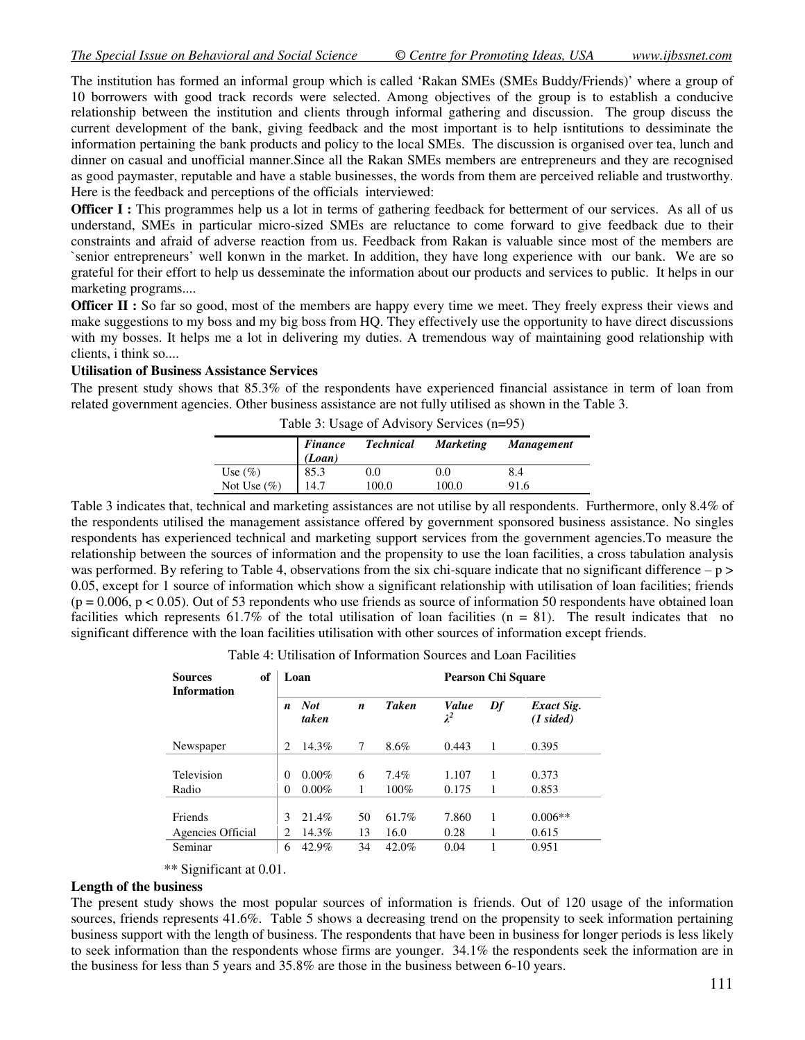The institution has formed an informal group which is called 'Rakan SMEs (SMEs Buddy/Friends)' where a group of 10 borrowers with good track records were selected. Among objectives of the group is to establish a conducive relationship between the institution and clients through informal gathering and discussion. The group discuss the current development of the bank, giving feedback and the most important is to help isntitutions to dessiminate the information pertaining the bank products and policy to the local SMEs. The discussion is organised over tea, lunch and dinner on casual and unofficial manner.Since all the Rakan SMEs members are entrepreneurs and they are recognised as good paymaster, reputable and have a stable businesses, the words from them are perceived reliable and trustworthy. Here is the feedback and perceptions of the officials interviewed:

**Officer I :** This programmes help us a lot in terms of gathering feedback for betterment of our services. As all of us understand, SMEs in particular micro-sized SMEs are reluctance to come forward to give feedback due to their constraints and afraid of adverse reaction from us. Feedback from Rakan is valuable since most of the members are `senior entrepreneurs' well konwn in the market. In addition, they have long experience with our bank. We are so grateful for their effort to help us desseminate the information about our products and services to public. It helps in our marketing programs....

**Officer II :** So far so good, most of the members are happy every time we meet. They freely express their views and make suggestions to my boss and my big boss from HQ. They effectively use the opportunity to have direct discussions with my bosses. It helps me a lot in delivering my duties. A tremendous way of maintaining good relationship with clients, i think so....

### Utilisation of Business Assistance Services

The present study shows that 85.3% of the respondents have experienced financial assistance in term of loan from related government agencies. Other business assistance are not fully utilised as shown in the Table 3.

Table 3: Usage of Advisory Services (n=95)

| | *Finance (Loan)* | *Technical* | *Marketing* | *Management* |
|---|---|---|---|---|
| Use (%) | 85.3 | 0.0 | 0.0 | 8.4 |
| Not Use (%) | 14.7 | 100.0 | 100.0 | 91.6 |

Table 3 indicates that, technical and marketing assistances are not utilise by all respondents. Furthermore, only 8.4% of the respondents utilised the management assistance offered by government sponsored business assistance. No singles respondents has experienced technical and marketing support services from the government agencies.To measure the relationship between the sources of information and the propensity to use the loan facilities, a cross tabulation analysis was performed. By refering to Table 4, observations from the six chi-square indicate that no significant difference – $p > 0.05$, except for 1 source of information which show a significant relationship with utilisation of loan facilities; friends ($p = 0.006$, $p < 0.05$). Out of 53 repondents who use friends as source of information 50 respondents have obtained loan facilities which represents 61.7% of the total utilisation of loan facilities ($n = 81$). The result indicates that no significant difference with the loan facilities utilisation with other sources of information except friends.

Table 4: Utilisation of Information Sources and Loan Facilities

| Sources of Information | Loan | | | | Pearson Chi Square | | |
|---|---|---|---|---|---|---|---|
| | *n* | *Not taken* | *n* | *Taken* | *Value* $\lambda^2$ | *Df* | *Exact Sig. (1 sided)* |
| Newspaper | 2 | 14.3% | 7 | 8.6% | 0.443 | 1 | 0.395 |
| Television | 0 | 0.00% | 6 | 7.4% | 1.107 | 1 | 0.373 |
| Radio | 0 | 0.00% | 1 | 100% | 0.175 | 1 | 0.853 |
| Friends | 3 | 21.4% | 50 | 61.7% | 7.860 | 1 | 0.006** |
| Agencies Official | 2 | 14.3% | 13 | 16.0 | 0.28 | 1 | 0.615 |
| Seminar | 6 | 42.9% | 34 | 42.0% | 0.04 | 1 | 0.951 |

** Significant at 0.01.

### Length of the business

The present study shows the most popular sources of information is friends. Out of 120 usage of the information sources, friends represents 41.6%. Table 5 shows a decreasing trend on the propensity to seek information pertaining business support with the length of business. The respondents that have been in business for longer periods is less likely to seek information than the respondents whose firms are younger. 34.1% the respondents seek the information are in the business for less than 5 years and 35.8% are those in the business between 6-10 years.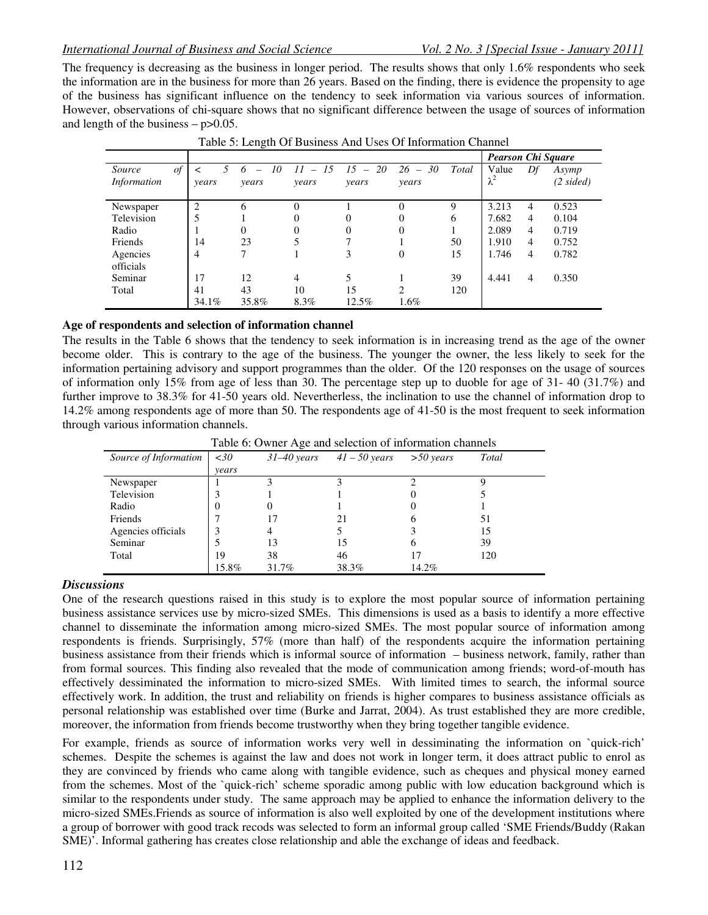The frequency is decreasing as the business in longer period. The results shows that only 1.6% respondents who seek the information are in the business for more than 26 years. Based on the finding, there is evidence the propensity to age of the business has significant influence on the tendency to seek information via various sources of information. However, observations of chi-square shows that no significant difference between the usage of sources of information and length of the business – p>0.05.

Table 5: Length Of Business And Uses Of Information Channel

| | | | | | | | *Pearson Chi Square* | | |
|---|---|---|---|---|---|---|---|---|---|
| *Source of Information* | *< 5 years* | *6 – 10 years* | *11 – 15 years* | *15 – 20 years* | *26 – 30 years* | *Total* | Value $\lambda^2$ | *Df* | *Asymp (2 sided)* |
| Newspaper | 2 | 6 | 0 | 1 | 0 | 9 | 3.213 | 4 | 0.523 |
| Television | 5 | 1 | 0 | 0 | 0 | 6 | 7.682 | 4 | 0.104 |
| Radio | 1 | 0 | 0 | 0 | 0 | 1 | 2.089 | 4 | 0.719 |
| Friends | 14 | 23 | 5 | 7 | 1 | 50 | 1.910 | 4 | 0.752 |
| Agencies officials | 4 | 7 | 1 | 3 | 0 | 15 | 1.746 | 4 | 0.782 |
| Seminar | 17 | 12 | 4 | 5 | 1 | 39 | 4.441 | 4 | 0.350 |
| Total | 41 | 43 | 10 | 15 | 2 | 120 | | | |
| | 34.1% | 35.8% | 8.3% | 12.5% | 1.6% | | | | |

**Age of respondents and selection of information channel**

The results in the Table 6 shows that the tendency to seek information is in increasing trend as the age of the owner become older. This is contrary to the age of the business. The younger the owner, the less likely to seek for the information pertaining advisory and support programmes than the older. Of the 120 responses on the usage of sources of information only 15% from age of less than 30. The percentage step up to duoble for age of 31- 40 (31.7%) and further improve to 38.3% for 41-50 years old. Nevertheless, the inclination to use the channel of information drop to 14.2% among respondents age of more than 50. The respondents age of 41-50 is the most frequent to seek information through various information channels.

Table 6: Owner Age and selection of information channels

| *Source of Information* | *<30 years* | *31–40 years* | *41 – 50 years* | *>50 years* | *Total* |
|---|---|---|---|---|---|
| Newspaper | 1 | 3 | 3 | 2 | 9 |
| Television | 3 | 1 | 1 | 0 | 5 |
| Radio | 0 | 0 | 1 | 0 | 1 |
| Friends | 7 | 17 | 21 | 6 | 51 |
| Agencies officials | 3 | 4 | 5 | 3 | 15 |
| Seminar | 5 | 13 | 15 | 6 | 39 |
| Total | 19 | 38 | 46 | 17 | 120 |
| | 15.8% | 31.7% | 38.3% | 14.2% | |

### *Discussions*

One of the research questions raised in this study is to explore the most popular source of information pertaining business assistance services use by micro-sized SMEs. This dimensions is used as a basis to identify a more effective channel to disseminate the information among micro-sized SMEs. The most popular source of information among respondents is friends. Surprisingly, 57% (more than half) of the respondents acquire the information pertaining business assistance from their friends which is informal source of information – business network, family, rather than from formal sources. This finding also revealed that the mode of communication among friends; word-of-mouth has effectively dessiminated the information to micro-sized SMEs. With limited times to search, the informal source effectively work. In addition, the trust and reliability on friends is higher compares to business assistance officials as personal relationship was established over time (Burke and Jarrat, 2004). As trust established they are more credible, moreover, the information from friends become trustworthy when they bring together tangible evidence.

For example, friends as source of information works very well in dessiminating the information on `quick-rich' schemes. Despite the schemes is against the law and does not work in longer term, it does attract public to enrol as they are convinced by friends who came along with tangible evidence, such as cheques and physical money earned from the schemes. Most of the `quick-rich' scheme sporadic among public with low education background which is similar to the respondents under study. The same approach may be applied to enhance the information delivery to the micro-sized SMEs.Friends as source of information is also well exploited by one of the development institutions where a group of borrower with good track recods was selected to form an informal group called 'SME Friends/Buddy (Rakan SME)'. Informal gathering has creates close relationship and able the exchange of ideas and feedback.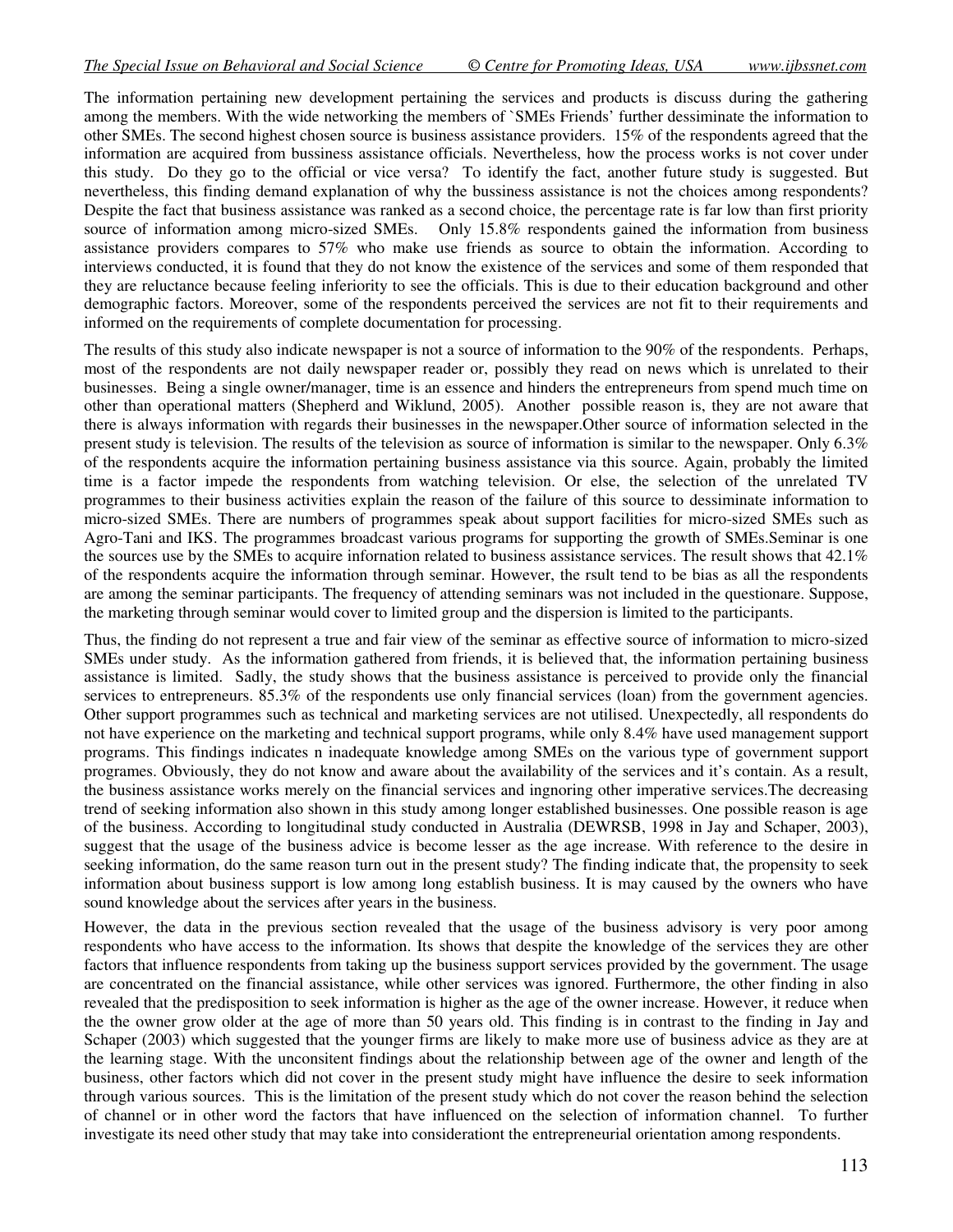The information pertaining new development pertaining the services and products is discuss during the gathering among the members. With the wide networking the members of `SMEs Friends' further dessiminate the information to other SMEs. The second highest chosen source is business assistance providers. 15% of the respondents agreed that the information are acquired from bussiness assistance officials. Nevertheless, how the process works is not cover under this study. Do they go to the official or vice versa? To identify the fact, another future study is suggested. But nevertheless, this finding demand explanation of why the bussiness assistance is not the choices among respondents? Despite the fact that business assistance was ranked as a second choice, the percentage rate is far low than first priority source of information among micro-sized SMEs. Only 15.8% respondents gained the information from business assistance providers compares to 57% who make use friends as source to obtain the information. According to interviews conducted, it is found that they do not know the existence of the services and some of them responded that they are reluctance because feeling inferiority to see the officials. This is due to their education background and other demographic factors. Moreover, some of the respondents perceived the services are not fit to their requirements and informed on the requirements of complete documentation for processing.

The results of this study also indicate newspaper is not a source of information to the 90% of the respondents. Perhaps, most of the respondents are not daily newspaper reader or, possibly they read on news which is unrelated to their businesses. Being a single owner/manager, time is an essence and hinders the entrepreneurs from spend much time on other than operational matters (Shepherd and Wiklund, 2005). Another possible reason is, they are not aware that there is always information with regards their businesses in the newspaper.Other source of information selected in the present study is television. The results of the television as source of information is similar to the newspaper. Only 6.3% of the respondents acquire the information pertaining business assistance via this source. Again, probably the limited time is a factor impede the respondents from watching television. Or else, the selection of the unrelated TV programmes to their business activities explain the reason of the failure of this source to dessiminate information to micro-sized SMEs. There are numbers of programmes speak about support facilities for micro-sized SMEs such as Agro-Tani and IKS. The programmes broadcast various programs for supporting the growth of SMEs.Seminar is one the sources use by the SMEs to acquire infornation related to business assistance services. The result shows that 42.1% of the respondents acquire the information through seminar. However, the rsult tend to be bias as all the respondents are among the seminar participants. The frequency of attending seminars was not included in the questionare. Suppose, the marketing through seminar would cover to limited group and the dispersion is limited to the participants.

Thus, the finding do not represent a true and fair view of the seminar as effective source of information to micro-sized SMEs under study. As the information gathered from friends, it is believed that, the information pertaining business assistance is limited. Sadly, the study shows that the business assistance is perceived to provide only the financial services to entrepreneurs. 85.3% of the respondents use only financial services (loan) from the government agencies. Other support programmes such as technical and marketing services are not utilised. Unexpectedly, all respondents do not have experience on the marketing and technical support programs, while only 8.4% have used management support programs. This findings indicates n inadequate knowledge among SMEs on the various type of government support programes. Obviously, they do not know and aware about the availability of the services and it's contain. As a result, the business assistance works merely on the financial services and ingnoring other imperative services.The decreasing trend of seeking information also shown in this study among longer established businesses. One possible reason is age of the business. According to longitudinal study conducted in Australia (DEWRSB, 1998 in Jay and Schaper, 2003), suggest that the usage of the business advice is become lesser as the age increase. With reference to the desire in seeking information, do the same reason turn out in the present study? The finding indicate that, the propensity to seek information about business support is low among long establish business. It is may caused by the owners who have sound knowledge about the services after years in the business.

However, the data in the previous section revealed that the usage of the business advisory is very poor among respondents who have access to the information. Its shows that despite the knowledge of the services they are other factors that influence respondents from taking up the business support services provided by the government. The usage are concentrated on the financial assistance, while other services was ignored. Furthermore, the other finding in also revealed that the predisposition to seek information is higher as the age of the owner increase. However, it reduce when the the owner grow older at the age of more than 50 years old. This finding is in contrast to the finding in Jay and Schaper (2003) which suggested that the younger firms are likely to make more use of business advice as they are at the learning stage. With the unconsitent findings about the relationship between age of the owner and length of the business, other factors which did not cover in the present study might have influence the desire to seek information through various sources. This is the limitation of the present study which do not cover the reason behind the selection of channel or in other word the factors that have influenced on the selection of information channel. To further investigate its need other study that may take into considerationt the entrepreneurial orientation among respondents.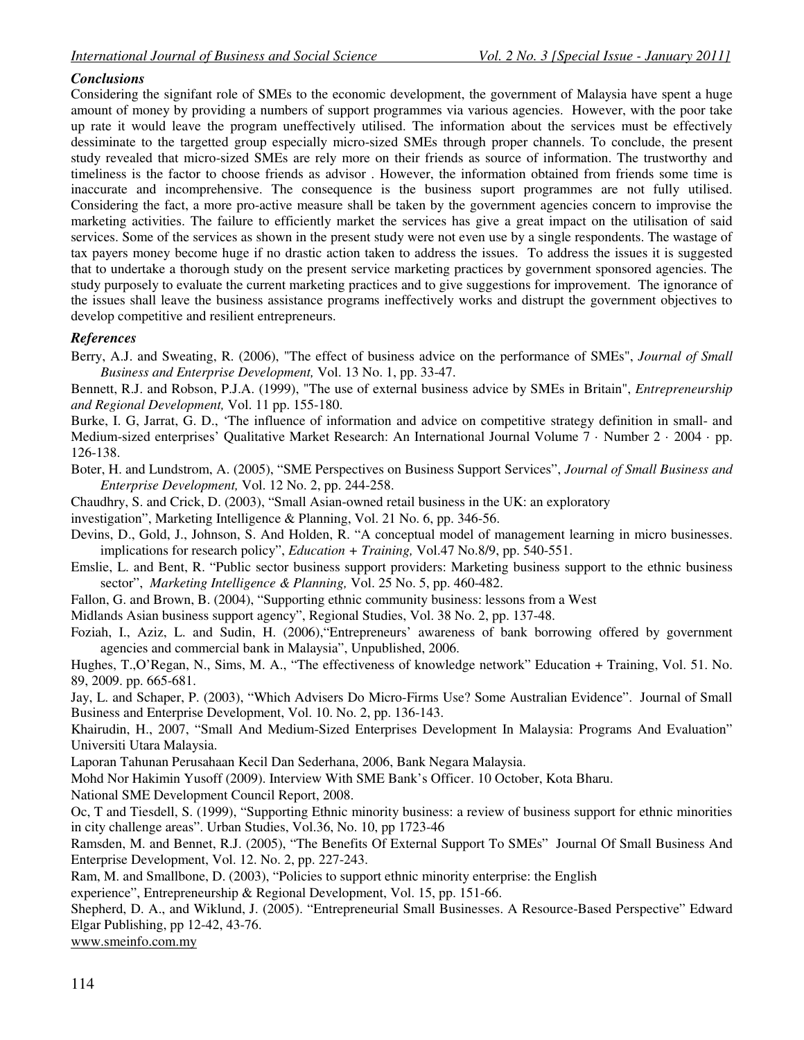### *Conclusions*

Considering the signifant role of SMEs to the economic development, the government of Malaysia have spent a huge amount of money by providing a numbers of support programmes via various agencies. However, with the poor take up rate it would leave the program uneffectively utilised. The information about the services must be effectively dessiminate to the targetted group especially micro-sized SMEs through proper channels. To conclude, the present study revealed that micro-sized SMEs are rely more on their friends as source of information. The trustworthy and timeliness is the factor to choose friends as advisor . However, the information obtained from friends some time is inaccurate and incomprehensive. The consequence is the business suport programmes are not fully utilised. Considering the fact, a more pro-active measure shall be taken by the government agencies concern to improvise the marketing activities. The failure to efficiently market the services has give a great impact on the utilisation of said services. Some of the services as shown in the present study were not even use by a single respondents. The wastage of tax payers money become huge if no drastic action taken to address the issues. To address the issues it is suggested that to undertake a thorough study on the present service marketing practices by government sponsored agencies. The study purposely to evaluate the current marketing practices and to give suggestions for improvement. The ignorance of the issues shall leave the business assistance programs ineffectively works and distrupt the government objectives to develop competitive and resilient entrepreneurs.

### *References*

Berry, A.J. and Sweating, R. (2006), "The effect of business advice on the performance of SMEs", *Journal of Small Business and Enterprise Development,* Vol. 13 No. 1, pp. 33-47.

Bennett, R.J. and Robson, P.J.A. (1999), "The use of external business advice by SMEs in Britain", *Entrepreneurship and Regional Development,* Vol. 11 pp. 155-180.

Burke, I. G, Jarrat, G. D., 'The influence of information and advice on competitive strategy definition in small- and Medium-sized enterprises' Qualitative Market Research: An International Journal Volume 7 · Number 2 · 2004 · pp. 126-138.

Boter, H. and Lundstrom, A. (2005), "SME Perspectives on Business Support Services", *Journal of Small Business and Enterprise Development,* Vol. 12 No. 2, pp. 244-258.

Chaudhry, S. and Crick, D. (2003), "Small Asian-owned retail business in the UK: an exploratory investigation", Marketing Intelligence & Planning, Vol. 21 No. 6, pp. 346-56.

Devins, D., Gold, J., Johnson, S. And Holden, R. "A conceptual model of management learning in micro businesses. implications for research policy", *Education + Training,* Vol.47 No.8/9, pp. 540-551.

Emslie, L. and Bent, R. "Public sector business support providers: Marketing business support to the ethnic business sector", *Marketing Intelligence & Planning,* Vol. 25 No. 5, pp. 460-482.

Fallon, G. and Brown, B. (2004), "Supporting ethnic community business: lessons from a West Midlands Asian business support agency", Regional Studies, Vol. 38 No. 2, pp. 137-48.

Foziah, I., Aziz, L. and Sudin, H. (2006),"Entrepreneurs' awareness of bank borrowing offered by government agencies and commercial bank in Malaysia", Unpublished, 2006.

Hughes, T.,O'Regan, N., Sims, M. A., "The effectiveness of knowledge network" Education + Training, Vol. 51. No. 89, 2009. pp. 665-681.

Jay, L. and Schaper, P. (2003), "Which Advisers Do Micro-Firms Use? Some Australian Evidence". Journal of Small Business and Enterprise Development, Vol. 10. No. 2, pp. 136-143.

Khairudin, H., 2007, "Small And Medium-Sized Enterprises Development In Malaysia: Programs And Evaluation" Universiti Utara Malaysia.

Laporan Tahunan Perusahaan Kecil Dan Sederhana, 2006, Bank Negara Malaysia.

Mohd Nor Hakimin Yusoff (2009). Interview With SME Bank's Officer. 10 October, Kota Bharu.

National SME Development Council Report, 2008.

Oc, T and Tiesdell, S. (1999), "Supporting Ethnic minority business: a review of business support for ethnic minorities in city challenge areas". Urban Studies, Vol.36, No. 10, pp 1723-46

Ramsden, M. and Bennet, R.J. (2005), "The Benefits Of External Support To SMEs" Journal Of Small Business And Enterprise Development, Vol. 12. No. 2, pp. 227-243.

Ram, M. and Smallbone, D. (2003), "Policies to support ethnic minority enterprise: the English experience", Entrepreneurship & Regional Development, Vol. 15, pp. 151-66.

Shepherd, D. A., and Wiklund, J. (2005). "Entrepreneurial Small Businesses. A Resource-Based Perspective" Edward Elgar Publishing, pp 12-42, 43-76.

www.smeinfo.com.my